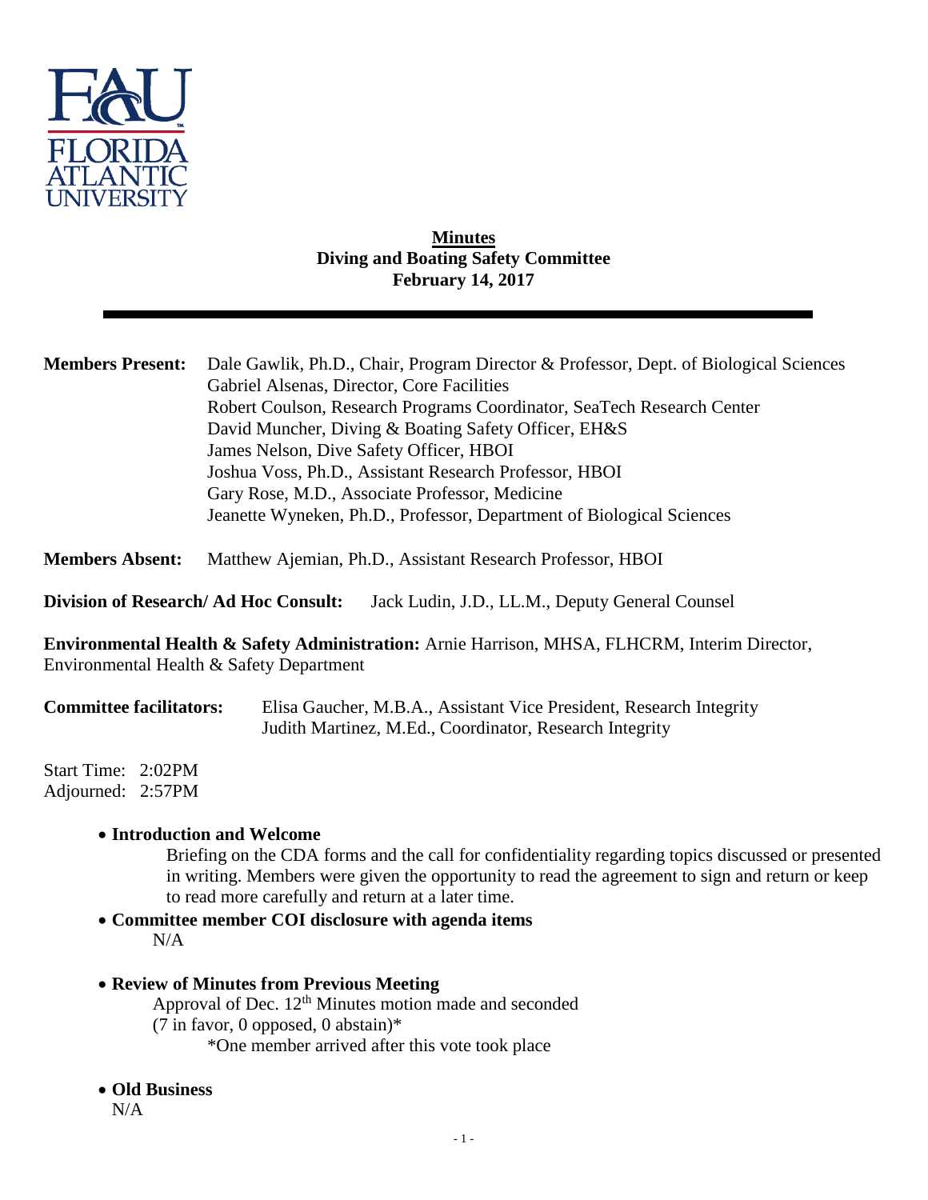**Minutes**
**Diving and Boating Safety Committee**
**February 14, 2017**

---

**Members Present:** Dale Gawlik, Ph.D., Chair, Program Director & Professor, Dept. of Biological Sciences
Gabriel Alsenas, Director, Core Facilities
Robert Coulson, Research Programs Coordinator, SeaTech Research Center
David Muncher, Diving & Boating Safety Officer, EH&S
James Nelson, Dive Safety Officer, HBOI
Joshua Voss, Ph.D., Assistant Research Professor, HBOI
Gary Rose, M.D., Associate Professor, Medicine
Jeanette Wyneken, Ph.D., Professor, Department of Biological Sciences

**Members Absent:** Matthew Ajemian, Ph.D., Assistant Research Professor, HBOI

**Division of Research/ Ad Hoc Consult:** Jack Ludin, J.D., LL.M., Deputy General Counsel

**Environmental Health & Safety Administration:** Arnie Harrison, MHSA, FLHCRM, Interim Director, Environmental Health & Safety Department

**Committee facilitators:** Elisa Gaucher, M.B.A., Assistant Vice President, Research Integrity
Judith Martinez, M.Ed., Coordinator, Research Integrity

Start Time: 2:02PM
Adjourned: 2:57PM

- **Introduction and Welcome**
  Briefing on the CDA forms and the call for confidentiality regarding topics discussed or presented in writing. Members were given the opportunity to read the agreement to sign and return or keep to read more carefully and return at a later time.
- **Committee member COI disclosure with agenda items**
  N/A
- **Review of Minutes from Previous Meeting**
  Approval of Dec. 12th Minutes motion made and seconded
  (7 in favor, 0 opposed, 0 abstain)*
  *One member arrived after this vote took place
- **Old Business**
  N/A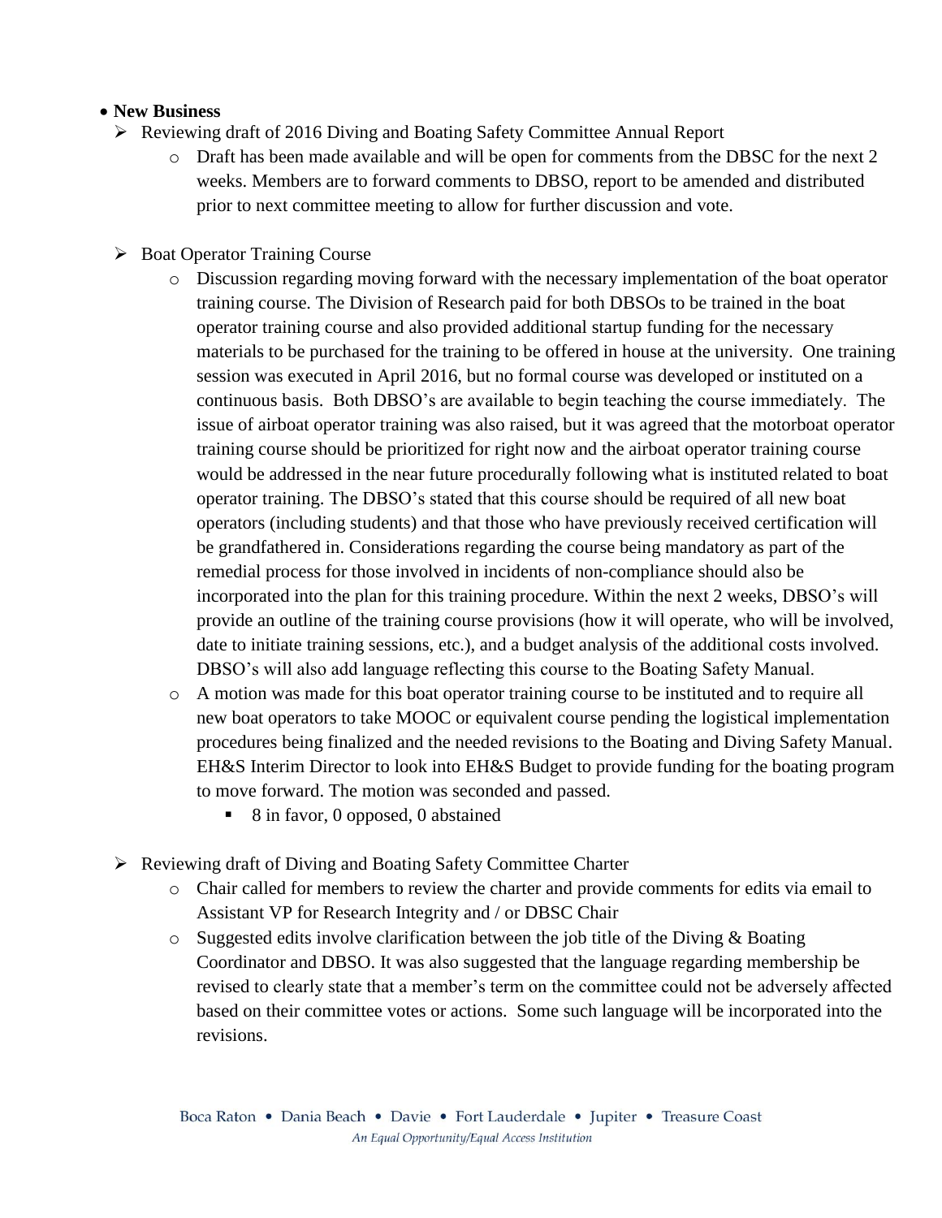- **New Business**
  - Reviewing draft of 2016 Diving and Boating Safety Committee Annual Report
    - Draft has been made available and will be open for comments from the DBSC for the next 2 weeks. Members are to forward comments to DBSO, report to be amended and distributed prior to next committee meeting to allow for further discussion and vote.

  - Boat Operator Training Course
    - Discussion regarding moving forward with the necessary implementation of the boat operator training course. The Division of Research paid for both DBSOs to be trained in the boat operator training course and also provided additional startup funding for the necessary materials to be purchased for the training to be offered in house at the university. One training session was executed in April 2016, but no formal course was developed or instituted on a continuous basis. Both DBSO's are available to begin teaching the course immediately. The issue of airboat operator training was also raised, but it was agreed that the motorboat operator training course should be prioritized for right now and the airboat operator training course would be addressed in the near future procedurally following what is instituted related to boat operator training. The DBSO's stated that this course should be required of all new boat operators (including students) and that those who have previously received certification will be grandfathered in. Considerations regarding the course being mandatory as part of the remedial process for those involved in incidents of non-compliance should also be incorporated into the plan for this training procedure. Within the next 2 weeks, DBSO's will provide an outline of the training course provisions (how it will operate, who will be involved, date to initiate training sessions, etc.), and a budget analysis of the additional costs involved. DBSO's will also add language reflecting this course to the Boating Safety Manual.
    - A motion was made for this boat operator training course to be instituted and to require all new boat operators to take MOOC or equivalent course pending the logistical implementation procedures being finalized and the needed revisions to the Boating and Diving Safety Manual. EH&S Interim Director to look into EH&S Budget to provide funding for the boating program to move forward. The motion was seconded and passed.
      - 8 in favor, 0 opposed, 0 abstained

  - Reviewing draft of Diving and Boating Safety Committee Charter
    - Chair called for members to review the charter and provide comments for edits via email to Assistant VP for Research Integrity and / or DBSC Chair
    - Suggested edits involve clarification between the job title of the Diving & Boating Coordinator and DBSO. It was also suggested that the language regarding membership be revised to clearly state that a member's term on the committee could not be adversely affected based on their committee votes or actions. Some such language will be incorporated into the revisions.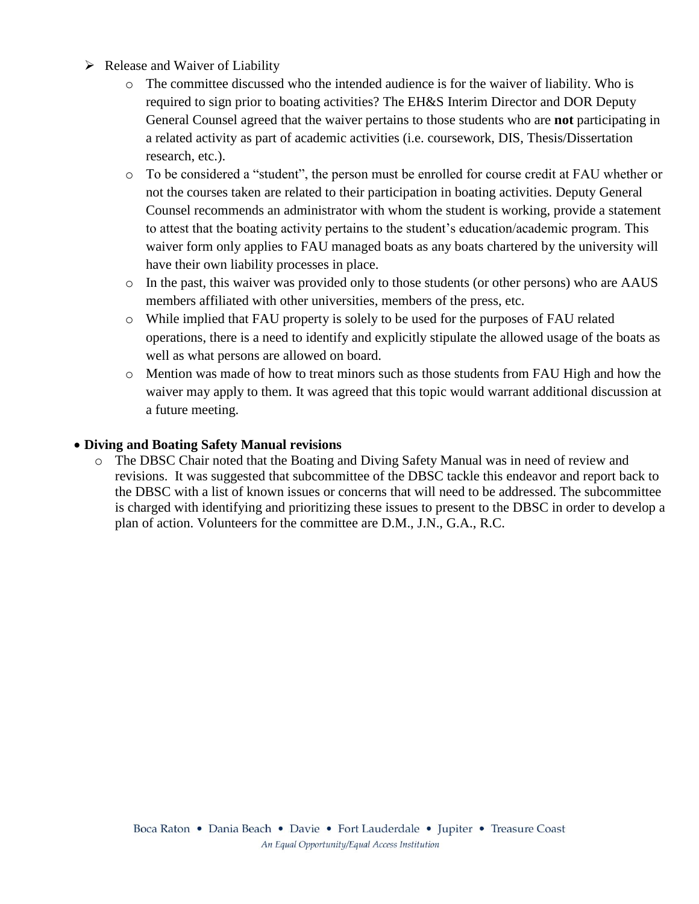- Release and Waiver of Liability
  - The committee discussed who the intended audience is for the waiver of liability. Who is required to sign prior to boating activities? The EH&S Interim Director and DOR Deputy General Counsel agreed that the waiver pertains to those students who are **not** participating in a related activity as part of academic activities (i.e. coursework, DIS, Thesis/Dissertation research, etc.).
  - To be considered a "student", the person must be enrolled for course credit at FAU whether or not the courses taken are related to their participation in boating activities. Deputy General Counsel recommends an administrator with whom the student is working, provide a statement to attest that the boating activity pertains to the student's education/academic program. This waiver form only applies to FAU managed boats as any boats chartered by the university will have their own liability processes in place.
  - In the past, this waiver was provided only to those students (or other persons) who are AAUS members affiliated with other universities, members of the press, etc.
  - While implied that FAU property is solely to be used for the purposes of FAU related operations, there is a need to identify and explicitly stipulate the allowed usage of the boats as well as what persons are allowed on board.
  - Mention was made of how to treat minors such as those students from FAU High and how the waiver may apply to them. It was agreed that this topic would warrant additional discussion at a future meeting.

- **Diving and Boating Safety Manual revisions**
  - The DBSC Chair noted that the Boating and Diving Safety Manual was in need of review and revisions. It was suggested that subcommittee of the DBSC tackle this endeavor and report back to the DBSC with a list of known issues or concerns that will need to be addressed. The subcommittee is charged with identifying and prioritizing these issues to present to the DBSC in order to develop a plan of action. Volunteers for the committee are D.M., J.N., G.A., R.C.